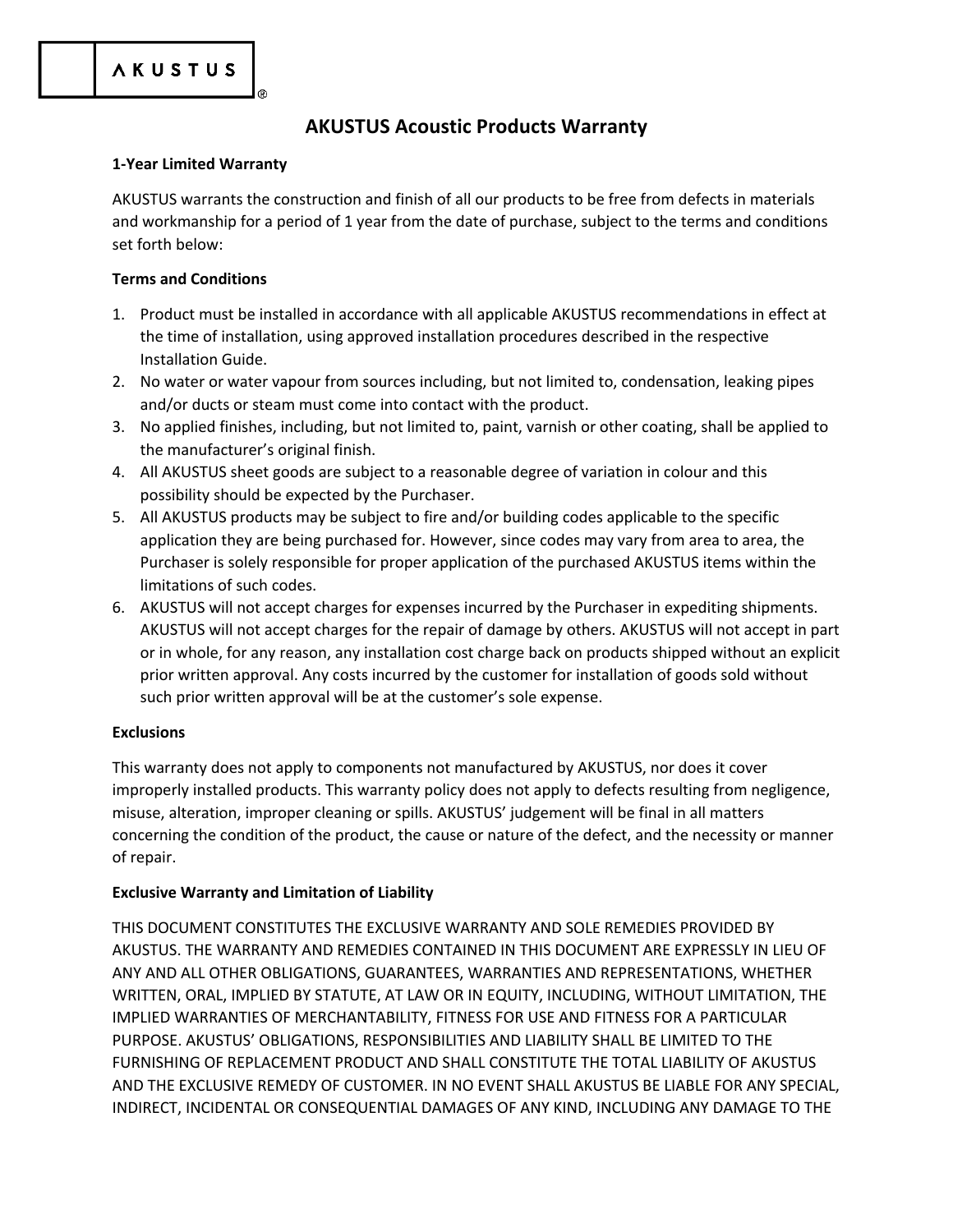AKUSTUS®

# AKUSTUS Acoustic Products Warranty

**1-Year Limited Warranty**

AKUSTUS warrants the construction and finish of all our products to be free from defects in materials and workmanship for a period of 1 year from the date of purchase, subject to the terms and conditions set forth below:

**Terms and Conditions**

1. Product must be installed in accordance with all applicable AKUSTUS recommendations in effect at the time of installation, using approved installation procedures described in the respective Installation Guide.
2. No water or water vapour from sources including, but not limited to, condensation, leaking pipes and/or ducts or steam must come into contact with the product.
3. No applied finishes, including, but not limited to, paint, varnish or other coating, shall be applied to the manufacturer's original finish.
4. All AKUSTUS sheet goods are subject to a reasonable degree of variation in colour and this possibility should be expected by the Purchaser.
5. All AKUSTUS products may be subject to fire and/or building codes applicable to the specific application they are being purchased for. However, since codes may vary from area to area, the Purchaser is solely responsible for proper application of the purchased AKUSTUS items within the limitations of such codes.
6. AKUSTUS will not accept charges for expenses incurred by the Purchaser in expediting shipments. AKUSTUS will not accept charges for the repair of damage by others. AKUSTUS will not accept in part or in whole, for any reason, any installation cost charge back on products shipped without an explicit prior written approval. Any costs incurred by the customer for installation of goods sold without such prior written approval will be at the customer's sole expense.

**Exclusions**

This warranty does not apply to components not manufactured by AKUSTUS, nor does it cover improperly installed products. This warranty policy does not apply to defects resulting from negligence, misuse, alteration, improper cleaning or spills. AKUSTUS' judgement will be final in all matters concerning the condition of the product, the cause or nature of the defect, and the necessity or manner of repair.

**Exclusive Warranty and Limitation of Liability**

THIS DOCUMENT CONSTITUTES THE EXCLUSIVE WARRANTY AND SOLE REMEDIES PROVIDED BY AKUSTUS. THE WARRANTY AND REMEDIES CONTAINED IN THIS DOCUMENT ARE EXPRESSLY IN LIEU OF ANY AND ALL OTHER OBLIGATIONS, GUARANTEES, WARRANTIES AND REPRESENTATIONS, WHETHER WRITTEN, ORAL, IMPLIED BY STATUTE, AT LAW OR IN EQUITY, INCLUDING, WITHOUT LIMITATION, THE IMPLIED WARRANTIES OF MERCHANTABILITY, FITNESS FOR USE AND FITNESS FOR A PARTICULAR PURPOSE. AKUSTUS' OBLIGATIONS, RESPONSIBILITIES AND LIABILITY SHALL BE LIMITED TO THE FURNISHING OF REPLACEMENT PRODUCT AND SHALL CONSTITUTE THE TOTAL LIABILITY OF AKUSTUS AND THE EXCLUSIVE REMEDY OF CUSTOMER. IN NO EVENT SHALL AKUSTUS BE LIABLE FOR ANY SPECIAL, INDIRECT, INCIDENTAL OR CONSEQUENTIAL DAMAGES OF ANY KIND, INCLUDING ANY DAMAGE TO THE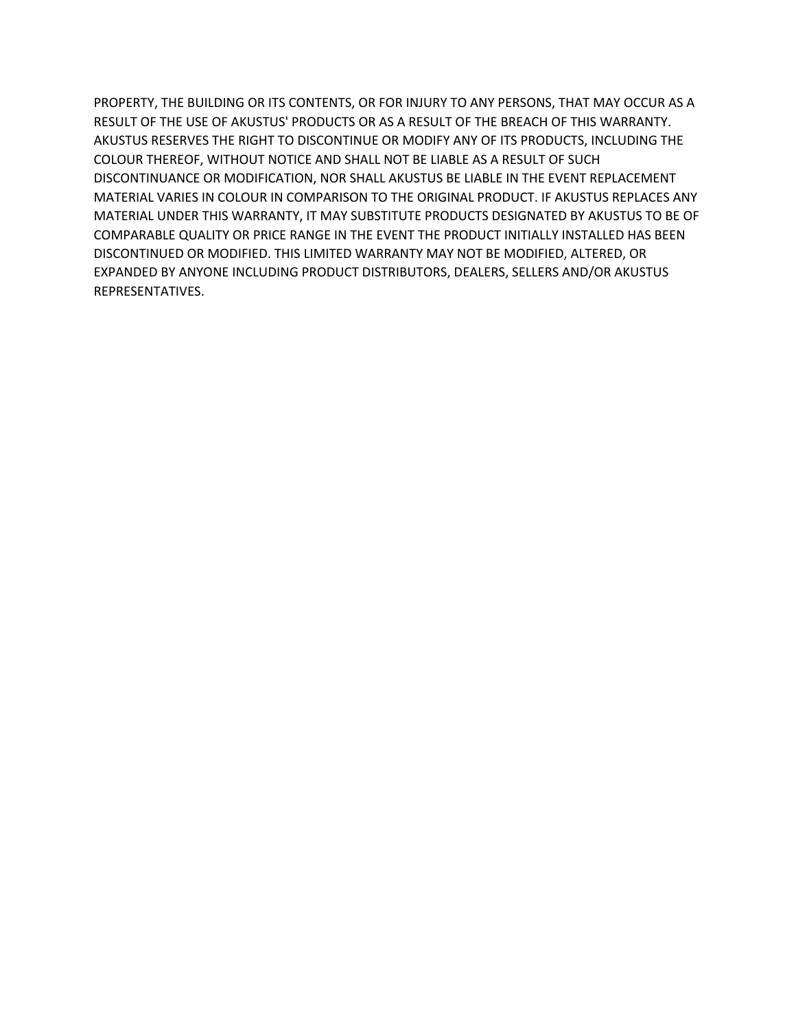PROPERTY, THE BUILDING OR ITS CONTENTS, OR FOR INJURY TO ANY PERSONS, THAT MAY OCCUR AS A RESULT OF THE USE OF AKUSTUS' PRODUCTS OR AS A RESULT OF THE BREACH OF THIS WARRANTY. AKUSTUS RESERVES THE RIGHT TO DISCONTINUE OR MODIFY ANY OF ITS PRODUCTS, INCLUDING THE COLOUR THEREOF, WITHOUT NOTICE AND SHALL NOT BE LIABLE AS A RESULT OF SUCH DISCONTINUANCE OR MODIFICATION, NOR SHALL AKUSTUS BE LIABLE IN THE EVENT REPLACEMENT MATERIAL VARIES IN COLOUR IN COMPARISON TO THE ORIGINAL PRODUCT. IF AKUSTUS REPLACES ANY MATERIAL UNDER THIS WARRANTY, IT MAY SUBSTITUTE PRODUCTS DESIGNATED BY AKUSTUS TO BE OF COMPARABLE QUALITY OR PRICE RANGE IN THE EVENT THE PRODUCT INITIALLY INSTALLED HAS BEEN DISCONTINUED OR MODIFIED. THIS LIMITED WARRANTY MAY NOT BE MODIFIED, ALTERED, OR EXPANDED BY ANYONE INCLUDING PRODUCT DISTRIBUTORS, DEALERS, SELLERS AND/OR AKUSTUS REPRESENTATIVES.